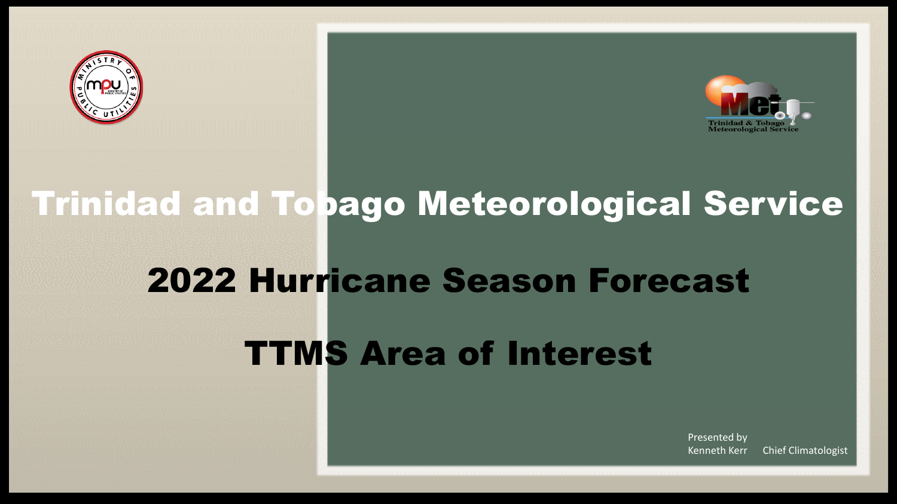# Trinidad and Tobago Meteorological Service

## 2022 Hurricane Season Forecast

## TTMS Area of Interest

Presented by
Kenneth Kerr Chief Climatologist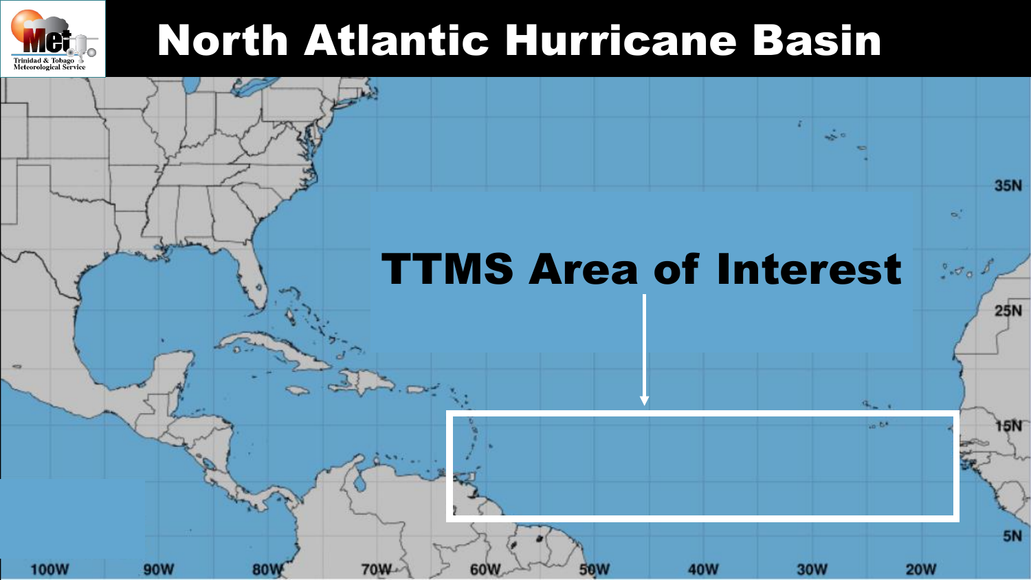# North Atlantic Hurricane Basin

TTMS Area of Interest

35N

25N

15N

5N

100W 90W 80W 70W 60W 50W 40W 30W 20W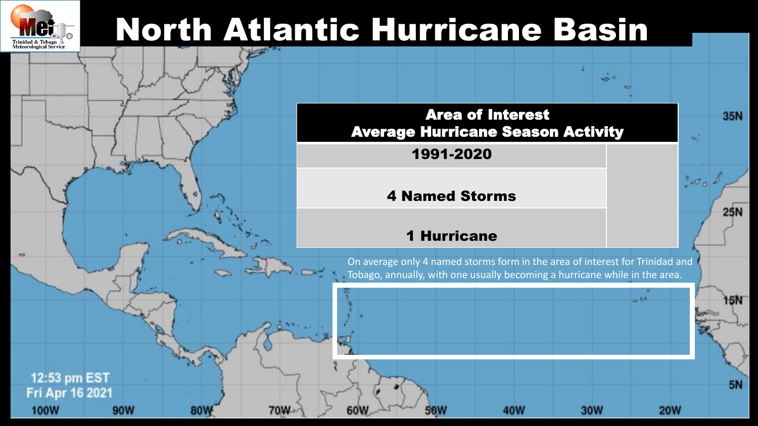# North Atlantic Hurricane Basin

| Area of Interest Average Hurricane Season Activity | |
|---|---|
| 1991-2020 | |
| 4 Named Storms | |
| 1 Hurricane | |

On average only 4 named storms form in the area of interest for Trinidad and Tobago, annually, with one usually becoming a hurricane while in the area.

12:53 pm EST
Fri Apr 16 2021

35N 25N 15N 5N

100W 90W 80W 70W 60W 50W 40W 30W 20W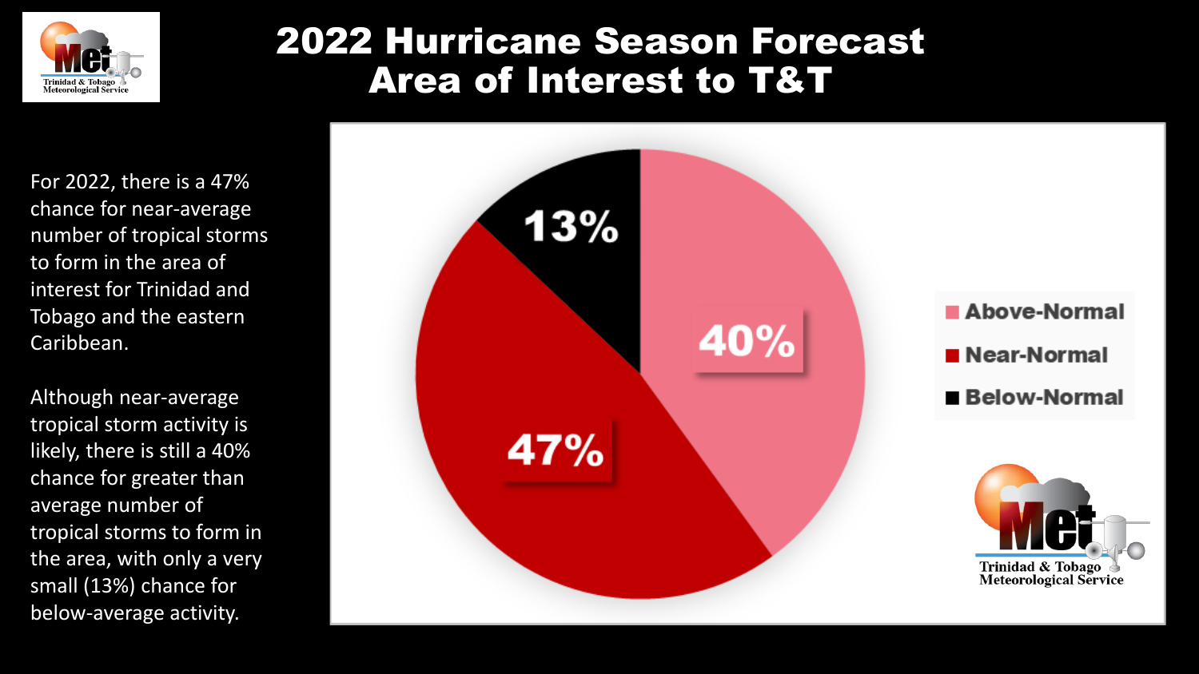# 2022 Hurricane Season Forecast Area of Interest to T&T

For 2022, there is a 47% chance for near-average number of tropical storms to form in the area of interest for Trinidad and Tobago and the eastern Caribbean.

Although near-average tropical storm activity is likely, there is still a 40% chance for greater than average number of tropical storms to form in the area, with only a very small (13%) chance for below-average activity.

| Category | Probability |
| --- | --- |
| Above-Normal | 40% |
| Near-Normal | 47% |
| Below-Normal | 13% |

Trinidad & Tobago Meteorological Service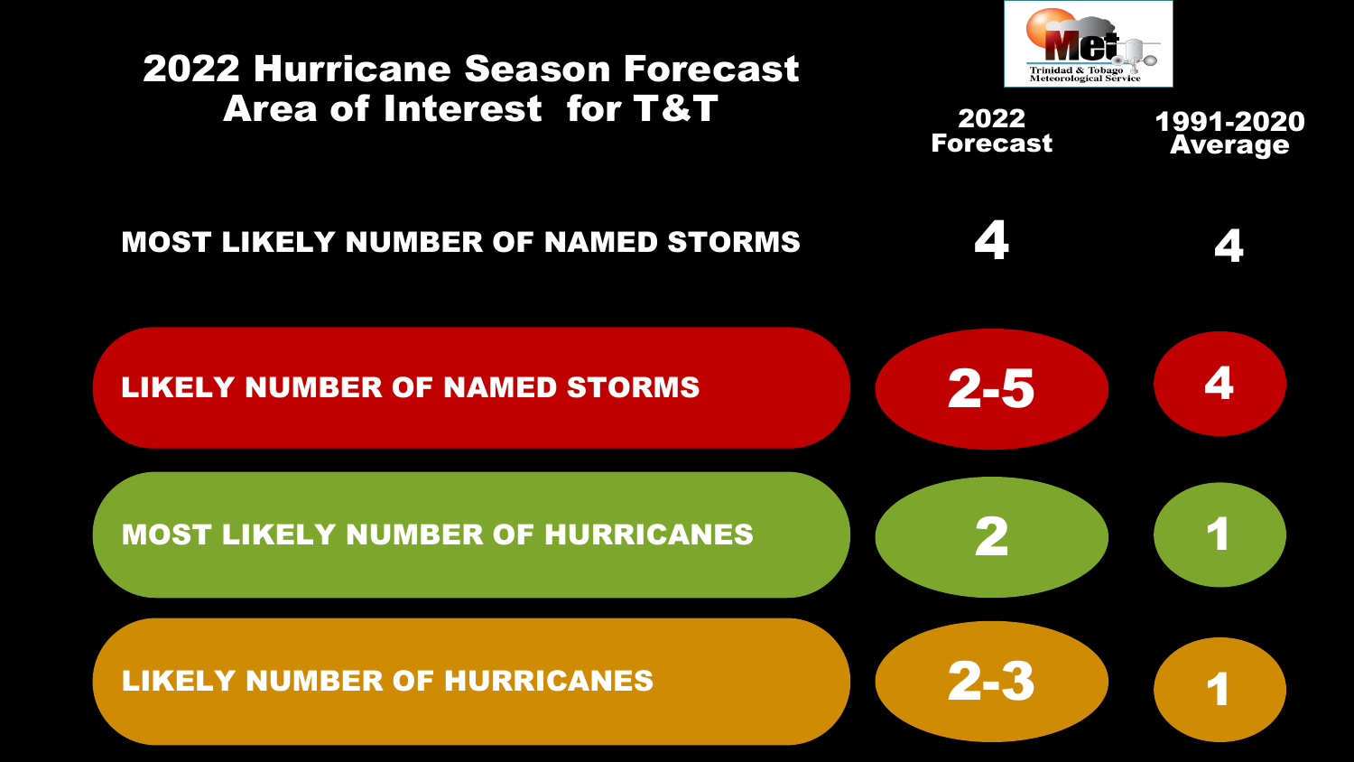# 2022 Hurricane Season Forecast
## Area of Interest for T&T

Trinidad & Tobago Meteorological Service

| | 2022 Forecast | 1991-2020 Average |
|---|---|---|
| MOST LIKELY NUMBER OF NAMED STORMS | 4 | 4 |
| LIKELY NUMBER OF NAMED STORMS | 2-5 | 4 |
| MOST LIKELY NUMBER OF HURRICANES | 2 | 1 |
| LIKELY NUMBER OF HURRICANES | 2-3 | 1 |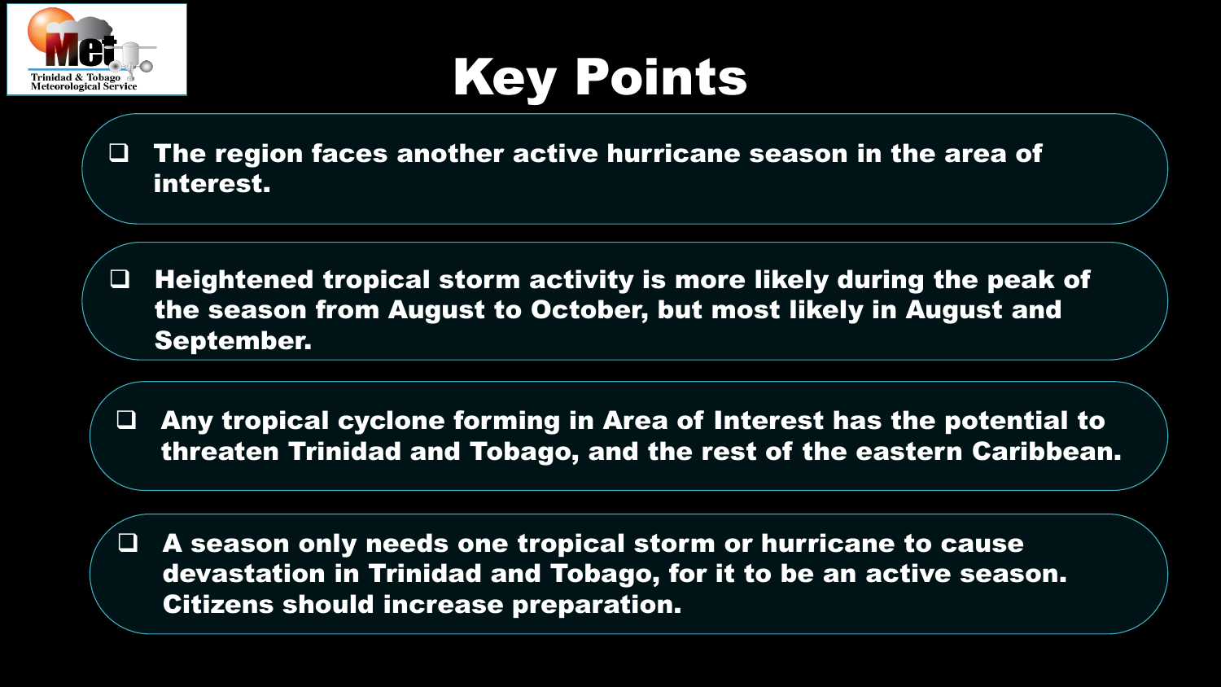# Key Points

- The region faces another active hurricane season in the area of interest.

- Heightened tropical storm activity is more likely during the peak of the season from August to October, but most likely in August and September.

- Any tropical cyclone forming in Area of Interest has the potential to threaten Trinidad and Tobago, and the rest of the eastern Caribbean.

- A season only needs one tropical storm or hurricane to cause devastation in Trinidad and Tobago, for it to be an active season. Citizens should increase preparation.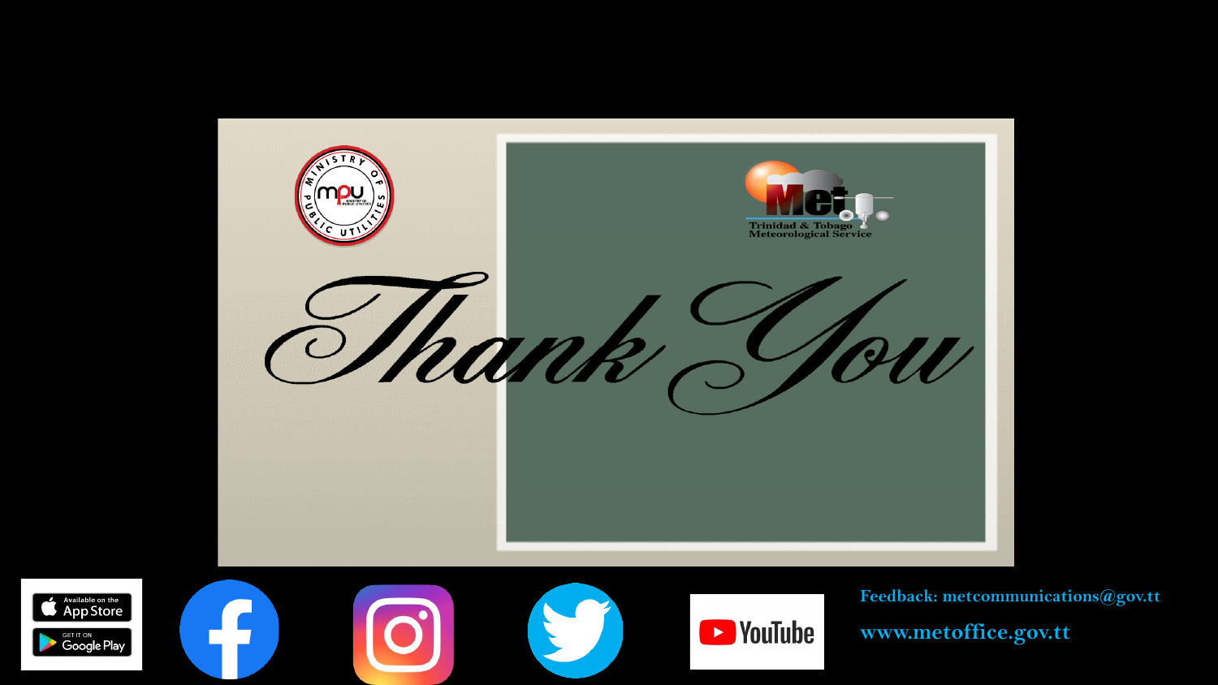# Thank You

Trinidad & Tobago Meteorological Service

Feedback: metcommunications@gov.tt

www.metoffice.gov.tt